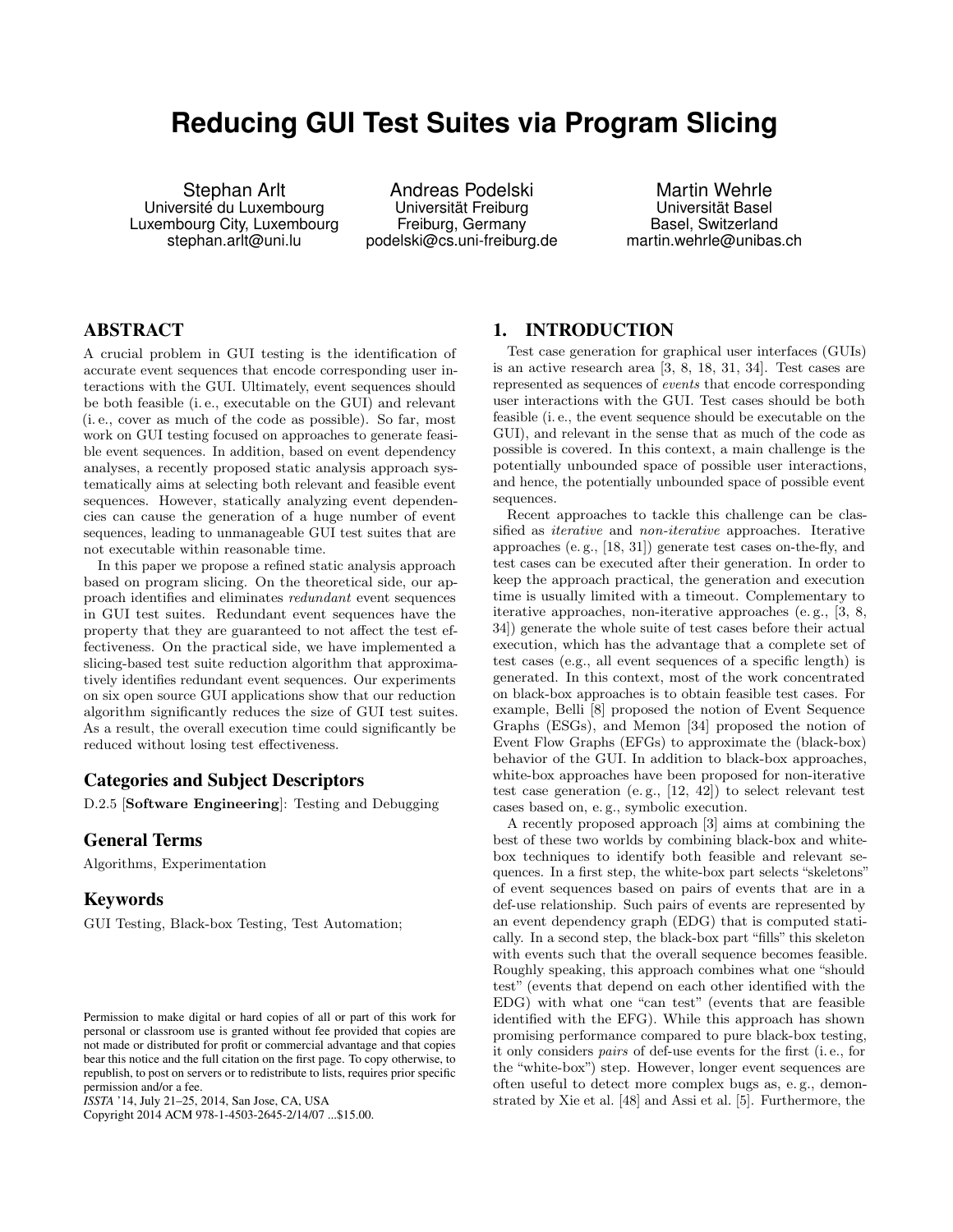# Reducing GUI Test Suites via Program Slicing

Stephan Arlt
Université du Luxembourg
Luxembourg City, Luxembourg
stephan.arlt@uni.lu

Andreas Podelski
Universität Freiburg
Freiburg, Germany
podelski@cs.uni-freiburg.de

Martin Wehrle
Universität Basel
Basel, Switzerland
martin.wehrle@unibas.ch

## ABSTRACT

A crucial problem in GUI testing is the identification of accurate event sequences that encode corresponding user interactions with the GUI. Ultimately, event sequences should be both feasible (i. e., executable on the GUI) and relevant (i. e., cover as much of the code as possible). So far, most work on GUI testing focused on approaches to generate feasible event sequences. In addition, based on event dependency analyses, a recently proposed static analysis approach systematically aims at selecting both relevant and feasible event sequences. However, statically analyzing event dependencies can cause the generation of a huge number of event sequences, leading to unmanageable GUI test suites that are not executable within reasonable time.

In this paper we propose a refined static analysis approach based on program slicing. On the theoretical side, our approach identifies and eliminates *redundant* event sequences in GUI test suites. Redundant event sequences have the property that they are guaranteed to not affect the test effectiveness. On the practical side, we have implemented a slicing-based test suite reduction algorithm that approximatively identifies redundant event sequences. Our experiments on six open source GUI applications show that our reduction algorithm significantly reduces the size of GUI test suites. As a result, the overall execution time could significantly be reduced without losing test effectiveness.

### Categories and Subject Descriptors

D.2.5 [**Software Engineering**]: Testing and Debugging

### General Terms

Algorithms, Experimentation

### Keywords

GUI Testing, Black-box Testing, Test Automation;

Permission to make digital or hard copies of all or part of this work for personal or classroom use is granted without fee provided that copies are not made or distributed for profit or commercial advantage and that copies bear this notice and the full citation on the first page. To copy otherwise, to republish, to post on servers or to redistribute to lists, requires prior specific permission and/or a fee.
*ISSTA* '14, July 21–25, 2014, San Jose, CA, USA
Copyright 2014 ACM 978-1-4503-2645-2/14/07 ...$15.00.

## 1. INTRODUCTION

Test case generation for graphical user interfaces (GUIs) is an active research area [3, 8, 18, 31, 34]. Test cases are represented as sequences of *events* that encode corresponding user interactions with the GUI. Test cases should be both feasible (i. e., the event sequence should be executable on the GUI), and relevant in the sense that as much of the code as possible is covered. In this context, a main challenge is the potentially unbounded space of possible user interactions, and hence, the potentially unbounded space of possible event sequences.

Recent approaches to tackle this challenge can be classified as *iterative* and *non-iterative* approaches. Iterative approaches (e. g., [18, 31]) generate test cases on-the-fly, and test cases can be executed after their generation. In order to keep the approach practical, the generation and execution time is usually limited with a timeout. Complementary to iterative approaches, non-iterative approaches (e. g., [3, 8, 34]) generate the whole suite of test cases before their actual execution, which has the advantage that a complete set of test cases (e.g., all event sequences of a specific length) is generated. In this context, most of the work concentrated on black-box approaches is to obtain feasible test cases. For example, Belli [8] proposed the notion of Event Sequence Graphs (ESGs), and Memon [34] proposed the notion of Event Flow Graphs (EFGs) to approximate the (black-box) behavior of the GUI. In addition to black-box approaches, white-box approaches have been proposed for non-iterative test case generation (e. g., [12, 42]) to select relevant test cases based on, e. g., symbolic execution.

A recently proposed approach [3] aims at combining the best of these two worlds by combining black-box and white-box techniques to identify both feasible and relevant sequences. In a first step, the white-box part selects "skeletons" of event sequences based on pairs of events that are in a def-use relationship. Such pairs of events are represented by an event dependency graph (EDG) that is computed statically. In a second step, the black-box part "fills" this skeleton with events such that the overall sequence becomes feasible. Roughly speaking, this approach combines what one "should test" (events that depend on each other identified with the EDG) with what one "can test" (events that are feasible identified with the EFG). While this approach has shown promising performance compared to pure black-box testing, it only considers *pairs* of def-use events for the first (i. e., for the "white-box") step. However, longer event sequences are often useful to detect more complex bugs as, e. g., demonstrated by Xie et al. [48] and Assi et al. [5]. Furthermore, the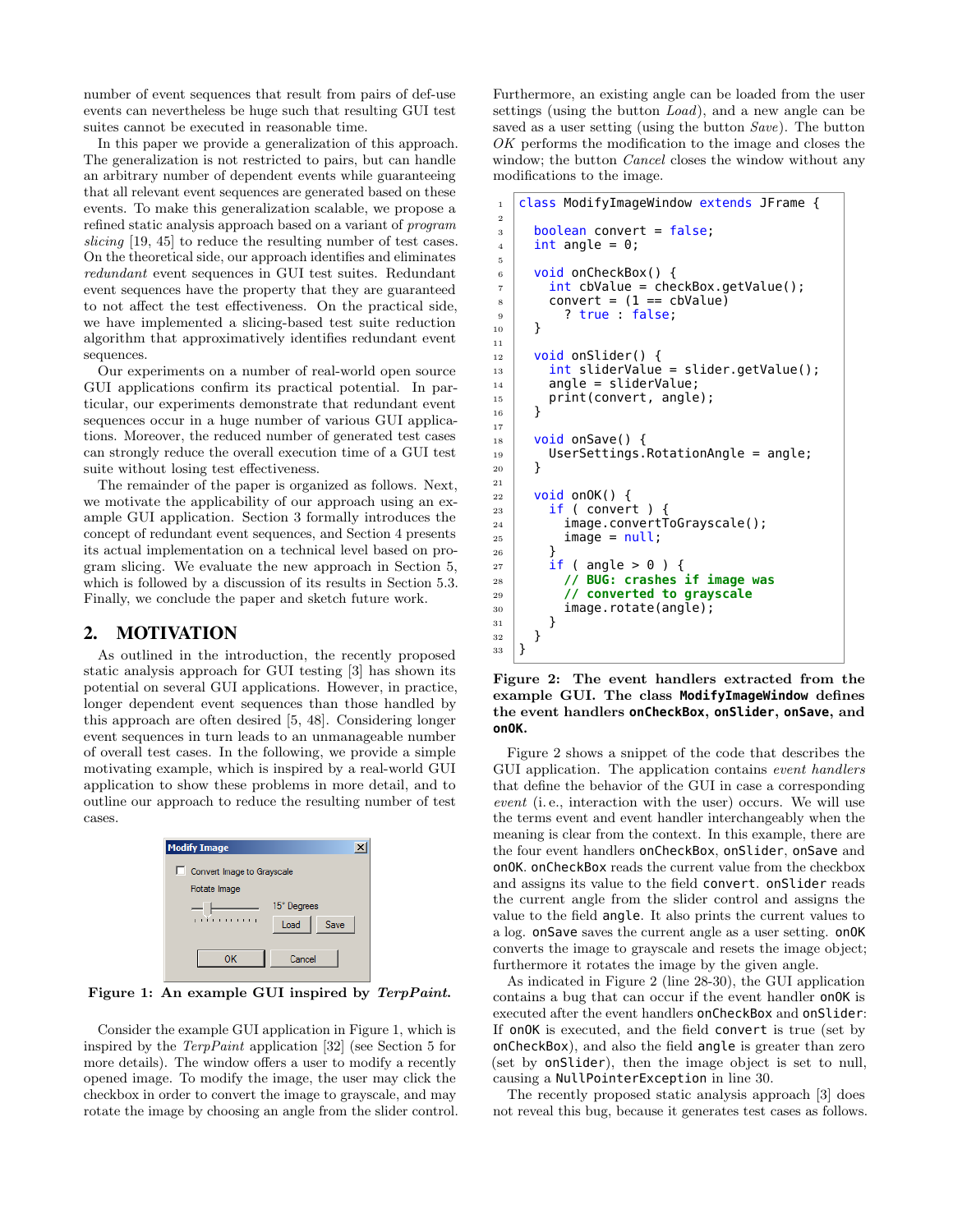number of event sequences that result from pairs of def-use events can nevertheless be huge such that resulting GUI test suites cannot be executed in reasonable time.

In this paper we provide a generalization of this approach. The generalization is not restricted to pairs, but can handle an arbitrary number of dependent events while guaranteeing that all relevant event sequences are generated based on these events. To make this generalization scalable, we propose a refined static analysis approach based on a variant of *program slicing* [19, 45] to reduce the resulting number of test cases. On the theoretical side, our approach identifies and eliminates *redundant* event sequences in GUI test suites. Redundant event sequences have the property that they are guaranteed to not affect the test effectiveness. On the practical side, we have implemented a slicing-based test suite reduction algorithm that approximatively identifies redundant event sequences.

Our experiments on a number of real-world open source GUI applications confirm its practical potential. In particular, our experiments demonstrate that redundant event sequences occur in a huge number of various GUI applications. Moreover, the reduced number of generated test cases can strongly reduce the overall execution time of a GUI test suite without losing test effectiveness.

The remainder of the paper is organized as follows. Next, we motivate the applicability of our approach using an example GUI application. Section 3 formally introduces the concept of redundant event sequences, and Section 4 presents its actual implementation on a technical level based on program slicing. We evaluate the new approach in Section 5, which is followed by a discussion of its results in Section 5.3. Finally, we conclude the paper and sketch future work.

## 2. MOTIVATION

As outlined in the introduction, the recently proposed static analysis approach for GUI testing [3] has shown its potential on several GUI applications. However, in practice, longer dependent event sequences than those handled by this approach are often desired [5, 48]. Considering longer event sequences in turn leads to an unmanageable number of overall test cases. In the following, we provide a simple motivating example, which is inspired by a real-world GUI application to show these problems in more detail, and to outline our approach to reduce the resulting number of test cases.

Modify Image

Convert Image to Grayscale

Rotate Image

15° Degrees

Load | Save

OK | Cancel

**Figure 1: An example GUI inspired by *TerpPaint*.**

Consider the example GUI application in Figure 1, which is inspired by the *TerpPaint* application [32] (see Section 5 for more details). The window offers a user to modify a recently opened image. To modify the image, the user may click the checkbox in order to convert the image to grayscale, and may rotate the image by choosing an angle from the slider control. Furthermore, an existing angle can be loaded from the user settings (using the button *Load*), and a new angle can be saved as a user setting (using the button *Save*). The button *OK* performs the modification to the image and closes the window; the button *Cancel* closes the window without any modifications to the image.

```
1  class ModifyImageWindow extends JFrame {
2
3    boolean convert = false;
4    int angle = 0;
5
6    void onCheckBox() {
7      int cbValue = checkBox.getValue();
8      convert = (1 == cbValue)
9        ? true : false;
10   }
11
12   void onSlider() {
13     int sliderValue = slider.getValue();
14     angle = sliderValue;
15     print(convert, angle);
16   }
17
18   void onSave() {
19     UserSettings.RotationAngle = angle;
20   }
21
22   void onOK() {
23     if ( convert ) {
24       image.convertToGrayscale();
25       image = null;
26     }
27     if ( angle > 0 ) {
28       // BUG: crashes if image was
29       // converted to grayscale
30       image.rotate(angle);
31     }
32   }
33 }
```

**Figure 2: The event handlers extracted from the example GUI. The class `ModifyImageWindow` defines the event handlers `onCheckBox`, `onSlider`, `onSave`, and `onOK`.**

Figure 2 shows a snippet of the code that describes the GUI application. The application contains *event handlers* that define the behavior of the GUI in case a corresponding *event* (i. e., interaction with the user) occurs. We will use the terms event and event handler interchangeably when the meaning is clear from the context. In this example, there are the four event handlers `onCheckBox`, `onSlider`, `onSave` and `onOK`. `onCheckBox` reads the current value from the checkbox and assigns its value to the field `convert`. `onSlider` reads the current angle from the slider control and assigns the value to the field `angle`. It also prints the current values to a log. `onSave` saves the current angle as a user setting. `onOK` converts the image to grayscale and resets the image object; furthermore it rotates the image by the given angle.

As indicated in Figure 2 (line 28-30), the GUI application contains a bug that can occur if the event handler `onOK` is executed after the event handlers `onCheckBox` and `onSlider`: If `onOK` is executed, and the field `convert` is true (set by `onCheckBox`), and also the field `angle` is greater than zero (set by `onSlider`), then the image object is set to null, causing a `NullPointerException` in line 30.

The recently proposed static analysis approach [3] does not reveal this bug, because it generates test cases as follows.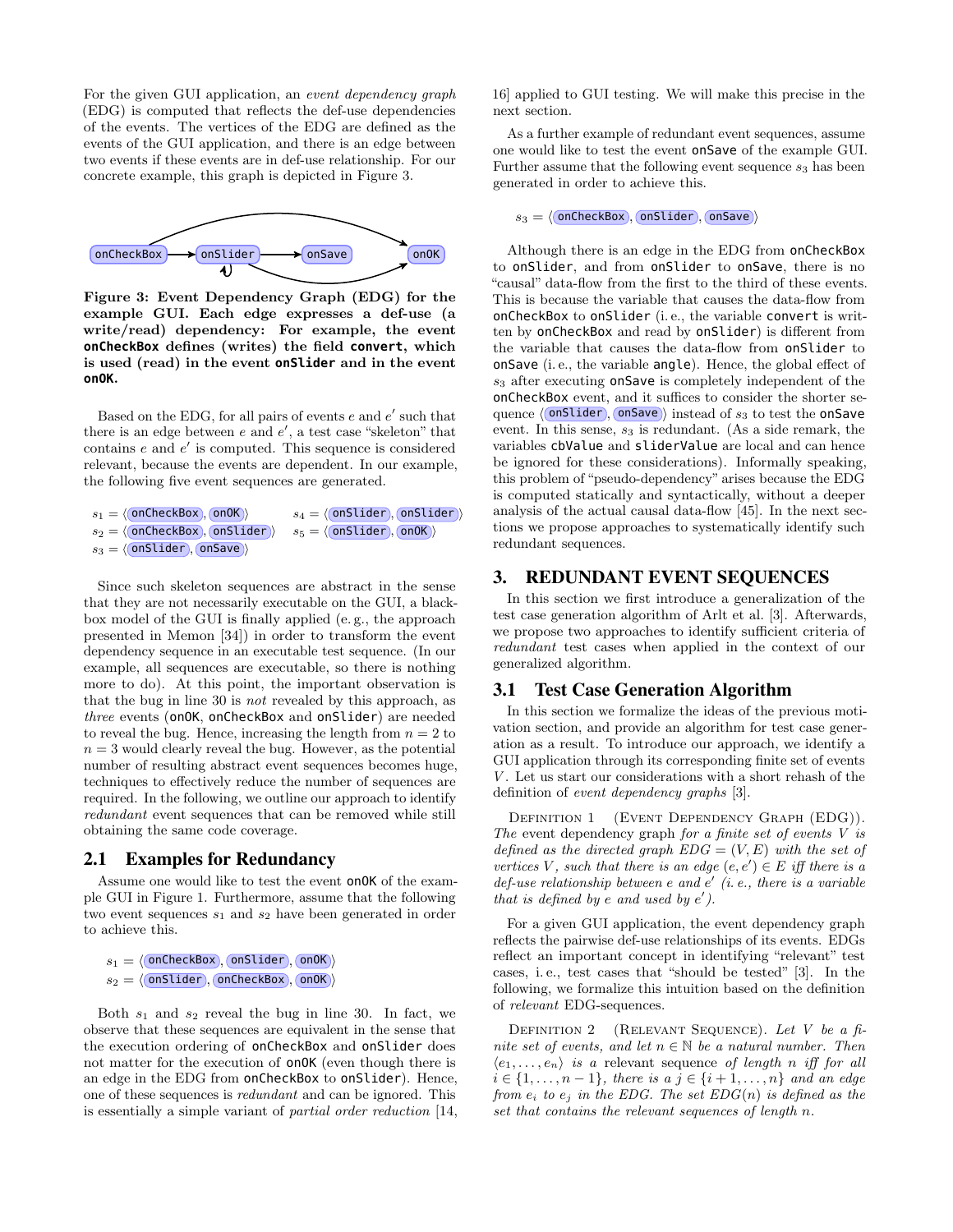For the given GUI application, an *event dependency graph* (EDG) is computed that reflects the def-use dependencies of the events. The vertices of the EDG are defined as the events of the GUI application, and there is an edge between two events if these events are in def-use relationship. For our concrete example, this graph is depicted in Figure 3.

**Figure 3: Event Dependency Graph (EDG) for the example GUI. Each edge expresses a def-use (a write/read) dependency: For example, the event `onCheckBox` defines (writes) the field `convert`, which is used (read) in the event `onSlider` and in the event `onOK`.**

Based on the EDG, for all pairs of events $e$ and $e'$ such that there is an edge between $e$ and $e'$, a test case "skeleton" that contains $e$ and $e'$ is computed. This sequence is considered relevant, because the events are dependent. In our example, the following five event sequences are generated.

$s_1 = \langle$`onCheckBox`, `onOK`$\rangle$
$s_2 = \langle$`onCheckBox`, `onSlider`$\rangle$
$s_3 = \langle$`onSlider`, `onSave`$\rangle$
$s_4 = \langle$`onSlider`, `onSlider`$\rangle$
$s_5 = \langle$`onSlider`, `onOK`$\rangle$

Since such skeleton sequences are abstract in the sense that they are not necessarily executable on the GUI, a black-box model of the GUI is finally applied (e.g., the approach presented in Memon [34]) in order to transform the event dependency sequence in an executable test sequence. (In our example, all sequences are executable, so there is nothing more to do). At this point, the important observation is that the bug in line 30 is *not* revealed by this approach, as *three* events (`onOK`, `onCheckBox` and `onSlider`) are needed to reveal the bug. Hence, increasing the length from $n = 2$ to $n = 3$ would clearly reveal the bug. However, as the potential number of resulting abstract event sequences becomes huge, techniques to effectively reduce the number of sequences are required. In the following, we outline our approach to identify *redundant* event sequences that can be removed while still obtaining the same code coverage.

## 2.1 Examples for Redundancy

Assume one would like to test the event `onOK` of the example GUI in Figure 1. Furthermore, assume that the following two event sequences $s_1$ and $s_2$ have been generated in order to achieve this.

$s_1 = \langle$`onCheckBox`, `onSlider`, `onOK`$\rangle$
$s_2 = \langle$`onSlider`, `onCheckBox`, `onOK`$\rangle$

Both $s_1$ and $s_2$ reveal the bug in line 30. In fact, we observe that these sequences are equivalent in the sense that the execution ordering of `onCheckBox` and `onSlider` does not matter for the execution of `onOK` (even though there is an edge in the EDG from `onCheckBox` to `onSlider`). Hence, one of these sequences is *redundant* and can be ignored. This is essentially a simple variant of *partial order reduction* [14, 16] applied to GUI testing. We will make this precise in the next section.

As a further example of redundant event sequences, assume one would like to test the event `onSave` of the example GUI. Further assume that the following event sequence $s_3$ has been generated in order to achieve this.

$s_3 = \langle$`onCheckBox`, `onSlider`, `onSave`$\rangle$

Although there is an edge in the EDG from `onCheckBox` to `onSlider`, and from `onSlider` to `onSave`, there is no "causal" data-flow from the first to the third of these events. This is because the variable that causes the data-flow from `onCheckBox` to `onSlider` (i.e., the variable `convert` is written by `onCheckBox` and read by `onSlider`) is different from the variable that causes the data-flow from `onSlider` to `onSave` (i.e., the variable `angle`). Hence, the global effect of $s_3$ after executing `onSave` is completely independent of the `onCheckBox` event, and it suffices to consider the shorter sequence $\langle$`onSlider`, `onSave`$\rangle$ instead of $s_3$ to test the `onSave` event. In this sense, $s_3$ is redundant. (As a side remark, the variables `cbValue` and `sliderValue` are local and can hence be ignored for these considerations). Informally speaking, this problem of "pseudo-dependency" arises because the EDG is computed statically and syntactically, without a deeper analysis of the actual causal data-flow [45]. In the next sections we propose approaches to systematically identify such redundant sequences.

# 3. REDUNDANT EVENT SEQUENCES

In this section we first introduce a generalization of the test case generation algorithm of Arlt et al. [3]. Afterwards, we propose two approaches to identify sufficient criteria of *redundant* test cases when applied in the context of our generalized algorithm.

## 3.1 Test Case Generation Algorithm

In this section we formalize the ideas of the previous motivation section, and provide an algorithm for test case generation as a result. To introduce our approach, we identify a GUI application through its corresponding finite set of events $V$. Let us start our considerations with a short rehash of the definition of *event dependency graphs* [3].

Definition 1 (Event Dependency Graph (EDG)). *The* event dependency graph *for a finite set of events $V$ is defined as the directed graph $EDG = (V, E)$ with the set of vertices $V$, such that there is an edge $(e, e') \in E$ iff there is a def-use relationship between $e$ and $e'$ (i.e., there is a variable that is defined by $e$ and used by $e'$).*

For a given GUI application, the event dependency graph reflects the pairwise def-use relationships of its events. EDGs reflect an important concept in identifying "relevant" test cases, i.e., test cases that "should be tested" [3]. In the following, we formalize this intuition based on the definition of *relevant* EDG-sequences.

Definition 2 (Relevant Sequence). *Let $V$ be a finite set of events, and let $n \in \mathbb{N}$ be a natural number. Then $\langle e_1, \ldots, e_n \rangle$ is a* relevant sequence *of length $n$ iff for all $i \in \{1, \ldots, n-1\}$, there is a $j \in \{i+1, \ldots, n\}$ and an edge from $e_i$ to $e_j$ in the EDG. The set $EDG(n)$ is defined as the set that contains the relevant sequences of length $n$.*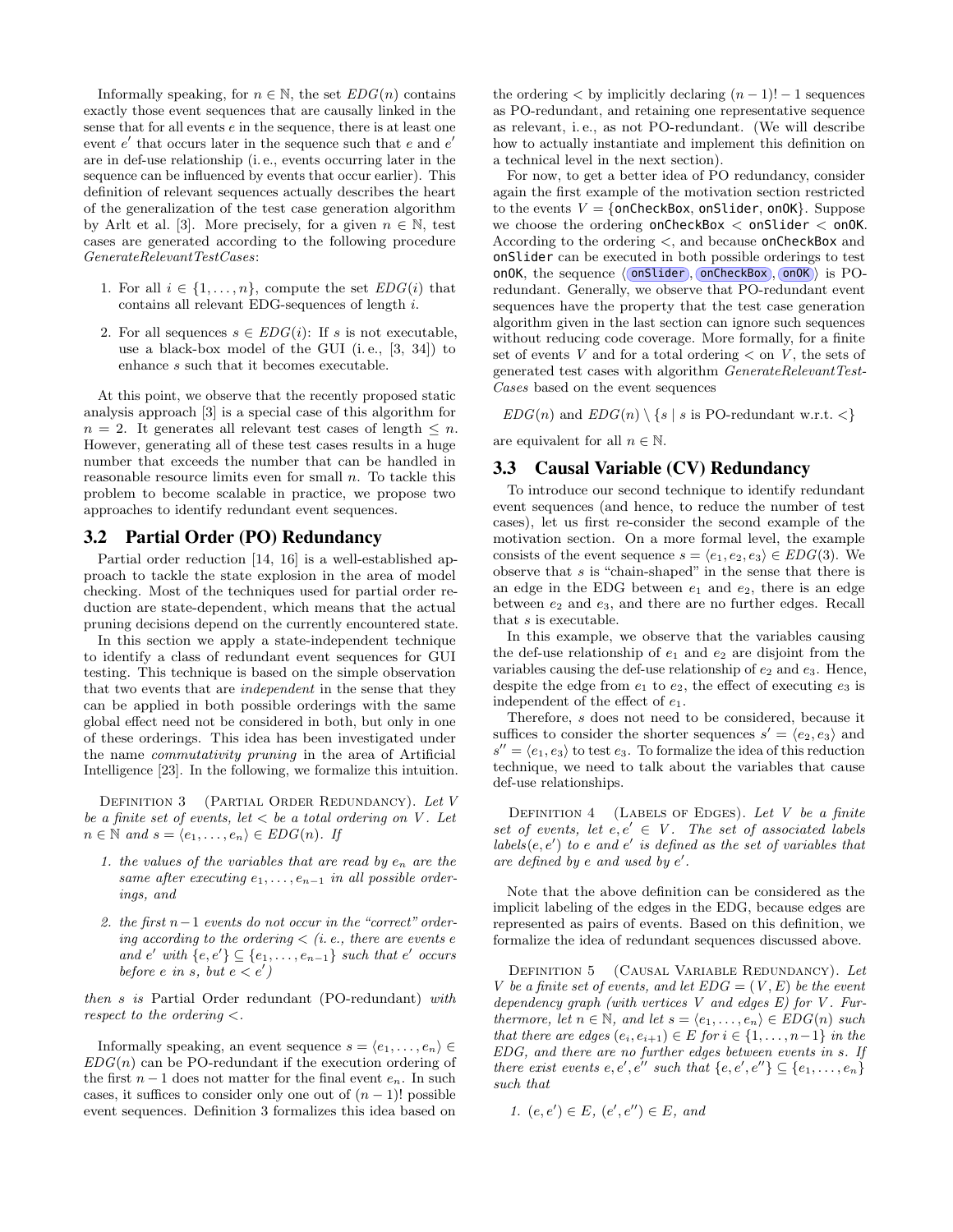Informally speaking, for $n \in \mathbb{N}$, the set $EDG(n)$ contains exactly those event sequences that are causally linked in the sense that for all events $e$ in the sequence, there is at least one event $e'$ that occurs later in the sequence such that $e$ and $e'$ are in def-use relationship (i. e., events occurring later in the sequence can be influenced by events that occur earlier). This definition of relevant sequences actually describes the heart of the generalization of the test case generation algorithm by Arlt et al. [3]. More precisely, for a given $n \in \mathbb{N}$, test cases are generated according to the following procedure *GenerateRelevantTestCases*:

1. For all $i \in \{1, \dots, n\}$, compute the set $EDG(i)$ that contains all relevant EDG-sequences of length $i$.
2. For all sequences $s \in EDG(i)$: If $s$ is not executable, use a black-box model of the GUI (i. e., [3, 34]) to enhance $s$ such that it becomes executable.

At this point, we observe that the recently proposed static analysis approach [3] is a special case of this algorithm for $n = 2$. It generates all relevant test cases of length $\leq n$. However, generating all of these test cases results in a huge number that exceeds the number that can be handled in reasonable resource limits even for small $n$. To tackle this problem to become scalable in practice, we propose two approaches to identify redundant event sequences.

## 3.2 Partial Order (PO) Redundancy

Partial order reduction [14, 16] is a well-established approach to tackle the state explosion in the area of model checking. Most of the techniques used for partial order reduction are state-dependent, which means that the actual pruning decisions depend on the currently encountered state.

In this section we apply a state-independent technique to identify a class of redundant event sequences for GUI testing. This technique is based on the simple observation that two events that are *independent* in the sense that they can be applied in both possible orderings with the same global effect need not be considered in both, but only in one of these orderings. This idea has been investigated under the name *commutativity pruning* in the area of Artificial Intelligence [23]. In the following, we formalize this intuition.

Definition 3 (Partial Order Redundancy). *Let $V$ be a finite set of events, let $<$ be a total ordering on $V$. Let $n \in \mathbb{N}$ and $s = \langle e_1, \dots, e_n \rangle \in EDG(n)$. If*

1. *the values of the variables that are read by $e_n$ are the same after executing $e_1, \dots, e_{n-1}$ in all possible orderings, and*
2. *the first $n-1$ events do not occur in the "correct" ordering according to the ordering $<$ (i. e., there are events $e$ and $e'$ with $\{e, e'\} \subseteq \{e_1, \dots, e_{n-1}\}$ such that $e'$ occurs before $e$ in $s$, but $e < e'$)*

*then $s$ is* Partial Order redundant (PO-redundant) *with respect to the ordering $<$.*

Informally speaking, an event sequence $s = \langle e_1, \dots, e_n \rangle \in EDG(n)$ can be PO-redundant if the execution ordering of the first $n-1$ does not matter for the final event $e_n$. In such cases, it suffices to consider only one out of $(n-1)!$ possible event sequences. Definition 3 formalizes this idea based on the ordering $<$ by implicitly declaring $(n-1)! - 1$ sequences as PO-redundant, and retaining one representative sequence as relevant, i. e., as not PO-redundant. (We will describe how to actually instantiate and implement this definition on a technical level in the next section).

For now, to get a better idea of PO redundancy, consider again the first example of the motivation section restricted to the events $V = \{$`onCheckBox`, `onSlider`, `onOK`$\}$. Suppose we choose the ordering `onCheckBox` $<$ `onSlider` $<$ `onOK`. According to the ordering $<$, and because `onCheckBox` and `onSlider` can be executed in both possible orderings to test `onOK`, the sequence $\langle$`onSlider`, `onCheckBox`, `onOK`$\rangle$ is PO-redundant. Generally, we observe that PO-redundant event sequences have the property that the test case generation algorithm given in the last section can ignore such sequences without reducing code coverage. More formally, for a finite set of events $V$ and for a total ordering $<$ on $V$, the sets of generated test cases with algorithm *GenerateRelevantTestCases* based on the event sequences

$EDG(n)$ and $EDG(n) \setminus \{s \mid s$ is PO-redundant w.r.t. $<\}$

are equivalent for all $n \in \mathbb{N}$.

## 3.3 Causal Variable (CV) Redundancy

To introduce our second technique to identify redundant event sequences (and hence, to reduce the number of test cases), let us first re-consider the second example of the motivation section. On a more formal level, the example consists of the event sequence $s = \langle e_1, e_2, e_3 \rangle \in EDG(3)$. We observe that $s$ is "chain-shaped" in the sense that there is an edge in the EDG between $e_1$ and $e_2$, there is an edge between $e_2$ and $e_3$, and there are no further edges. Recall that $s$ is executable.

In this example, we observe that the variables causing the def-use relationship of $e_1$ and $e_2$ are disjoint from the variables causing the def-use relationship of $e_2$ and $e_3$. Hence, despite the edge from $e_1$ to $e_2$, the effect of executing $e_3$ is independent of the effect of $e_1$.

Therefore, $s$ does not need to be considered, because it suffices to consider the shorter sequences $s' = \langle e_2, e_3 \rangle$ and $s'' = \langle e_1, e_3 \rangle$ to test $e_3$. To formalize the idea of this reduction technique, we need to talk about the variables that cause def-use relationships.

Definition 4 (Labels of Edges). *Let $V$ be a finite set of events, let $e, e' \in V$. The set of associated labels $labels(e, e')$ to $e$ and $e'$ is defined as the set of variables that are defined by $e$ and used by $e'$.*

Note that the above definition can be considered as the implicit labeling of the edges in the EDG, because edges are represented as pairs of events. Based on this definition, we formalize the idea of redundant sequences discussed above.

Definition 5 (Causal Variable Redundancy). *Let $V$ be a finite set of events, and let $EDG = (V, E)$ be the event dependency graph (with vertices $V$ and edges $E$) for $V$. Furthermore, let $n \in \mathbb{N}$, and let $s = \langle e_1, \dots, e_n \rangle \in EDG(n)$ such that there are edges $(e_i, e_{i+1}) \in E$ for $i \in \{1, \dots, n-1\}$ in the EDG, and there are no further edges between events in $s$. If there exist events $e, e', e''$ such that $\{e, e', e''\} \subseteq \{e_1, \dots, e_n\}$ such that*

1. *$(e, e') \in E$, $(e', e'') \in E$, and*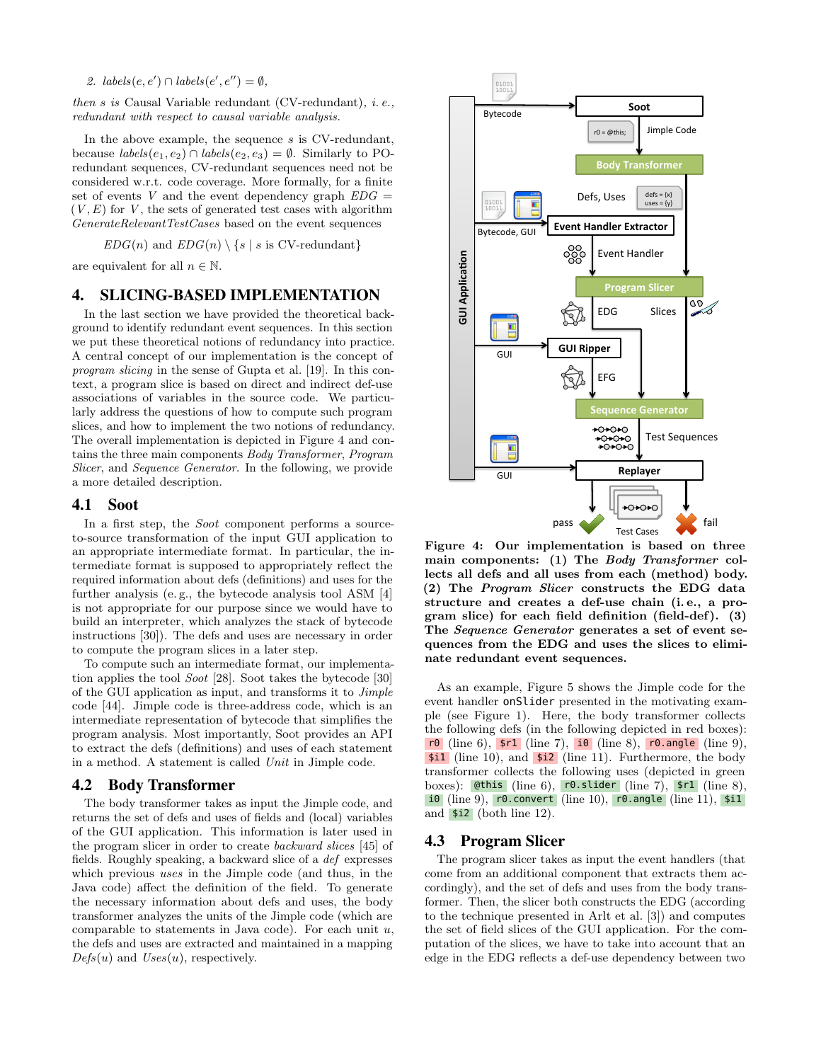2. $labels(e, e') \cap labels(e', e'') = \emptyset$,

*then s is* Causal Variable redundant (CV-redundant)*, i. e., redundant with respect to causal variable analysis.*

In the above example, the sequence $s$ is CV-redundant, because $labels(e_1, e_2) \cap labels(e_2, e_3) = \emptyset$. Similarly to PO-redundant sequences, CV-redundant sequences need not be considered w.r.t. code coverage. More formally, for a finite set of events $V$ and the event dependency graph $EDG = (V, E)$ for $V$, the sets of generated test cases with algorithm *GenerateRelevantTestCases* based on the event sequences

$$EDG(n) \text{ and } EDG(n) \setminus \{s \mid s \text{ is CV-redundant}\}$$

are equivalent for all $n \in \mathbb{N}$.

## 4. SLICING-BASED IMPLEMENTATION

In the last section we have provided the theoretical background to identify redundant event sequences. In this section we put these theoretical notions of redundancy into practice. A central concept of our implementation is the concept of *program slicing* in the sense of Gupta et al. [19]. In this context, a program slice is based on direct and indirect def-use associations of variables in the source code. We particularly address the questions of how to compute such program slices, and how to implement the two notions of redundancy. The overall implementation is depicted in Figure 4 and contains the three main components *Body Transformer*, *Program Slicer*, and *Sequence Generator*. In the following, we provide a more detailed description.

### 4.1 Soot

In a first step, the *Soot* component performs a source-to-source transformation of the input GUI application to an appropriate intermediate format. In particular, the intermediate format is supposed to appropriately reflect the required information about defs (definitions) and uses for the further analysis (e. g., the bytecode analysis tool ASM [4] is not appropriate for our purpose since we would have to build an interpreter, which analyzes the stack of bytecode instructions [30]). The defs and uses are necessary in order to compute the program slices in a later step.

To compute such an intermediate format, our implementation applies the tool *Soot* [28]. Soot takes the bytecode [30] of the GUI application as input, and transforms it to *Jimple* code [44]. Jimple code is three-address code, which is an intermediate representation of bytecode that simplifies the program analysis. Most importantly, Soot provides an API to extract the defs (definitions) and uses of each statement in a method. A statement is called *Unit* in Jimple code.

### 4.2 Body Transformer

The body transformer takes as input the Jimple code, and returns the set of defs and uses of fields and (local) variables of the GUI application. This information is later used in the program slicer in order to create *backward slices* [45] of fields. Roughly speaking, a backward slice of a *def* expresses which previous *uses* in the Jimple code (and thus, in the Java code) affect the definition of the field. To generate the necessary information about defs and uses, the body transformer analyzes the units of the Jimple code (which are comparable to statements in Java code). For each unit $u$, the defs and uses are extracted and maintained in a mapping $Defs(u)$ and $Uses(u)$, respectively.

**Figure 4: Our implementation is based on three main components: (1) The *Body Transformer* collects all defs and all uses from each (method) body. (2) The *Program Slicer* constructs the EDG data structure and creates a def-use chain (i. e., a program slice) for each field definition (field-def). (3) The *Sequence Generator* generates a set of event sequences from the EDG and uses the slices to eliminate redundant event sequences.**

As an example, Figure 5 shows the Jimple code for the event handler `onSlider` presented in the motivating example (see Figure 1). Here, the body transformer collects the following defs (in the following depicted in red boxes): `r0` (line 6), `$r1` (line 7), `i0` (line 8), `r0.angle` (line 9), `$i1` (line 10), and `$i2` (line 11). Furthermore, the body transformer collects the following uses (depicted in green boxes): `@this` (line 6), `r0.slider` (line 7), `$r1` (line 8), `i0` (line 9), `r0.convert` (line 10), `r0.angle` (line 11), `$i1` and `$i2` (both line 12).

### 4.3 Program Slicer

The program slicer takes as input the event handlers (that come from an additional component that extracts them accordingly), and the set of defs and uses from the body transformer. Then, the slicer both constructs the EDG (according to the technique presented in Arlt et al. [3]) and computes the set of field slices of the GUI application. For the computation of the slices, we have to take into account that an edge in the EDG reflects a def-use dependency between two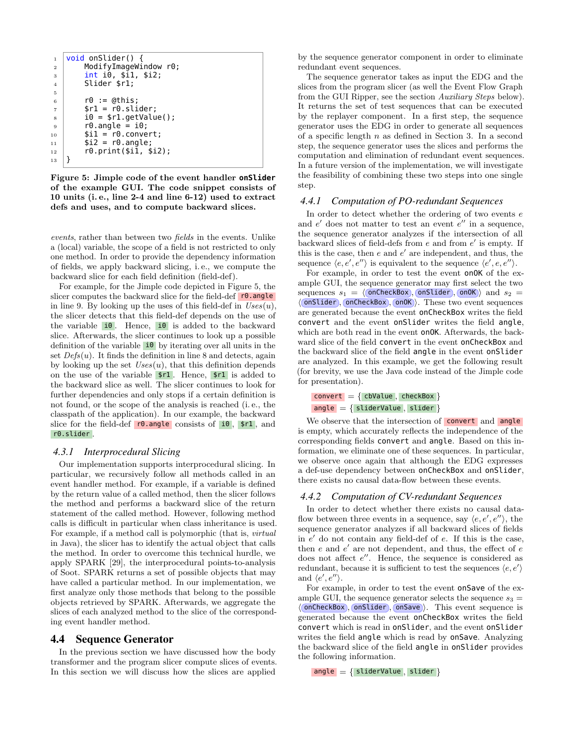```
1  void onSlider() {
2      ModifyImageWindow r0;
3      int i0, $i1, $i2;
4      Slider $r1;
5
6      r0 := @this;
7      $r1 = r0.slider;
8      i0 = $r1.getValue();
9      r0.angle = i0;
10     $i1 = r0.convert;
11     $i2 = r0.angle;
12     r0.print($i1, $i2);
13 }
```

**Figure 5: Jimple code of the event handler `onSlider` of the example GUI. The code snippet consists of 10 units (i. e., line 2-4 and line 6-12) used to extract defs and uses, and to compute backward slices.**

*events*, rather than between two *fields* in the events. Unlike a (local) variable, the scope of a field is not restricted to only one method. In order to provide the dependency information of fields, we apply backward slicing, i. e., we compute the backward slice for each field definition (field-def).

For example, for the Jimple code depicted in Figure 5, the slicer computes the backward slice for the field-def `r0.angle` in line 9. By looking up the uses of this field-def in $Uses(u)$, the slicer detects that this field-def depends on the use of the variable `i0`. Hence, `i0` is added to the backward slice. Afterwards, the slicer continues to look up a possible definition of the variable `i0` by iterating over all units in the set $Defs(u)$. It finds the definition in line 8 and detects, again by looking up the set $Uses(u)$, that this definition depends on the use of the variable `$r1`. Hence, `$r1` is added to the backward slice as well. The slicer continues to look for further dependencies and only stops if a certain definition is not found, or the scope of the analysis is reached (i. e., the classpath of the application). In our example, the backward slice for the field-def `r0.angle` consists of `i0`, `$r1`, and `r0.slider`.

### 4.3.1 *Interprocedural Slicing*

Our implementation supports interprocedural slicing. In particular, we recursively follow all methods called in an event handler method. For example, if a variable is defined by the return value of a called method, then the slicer follows the method and performs a backward slice of the return statement of the called method. However, following method calls is difficult in particular when class inheritance is used. For example, if a method call is polymorphic (that is, *virtual* in Java), the slicer has to identify the actual object that calls the method. In order to overcome this technical hurdle, we apply SPARK [29], the interprocedural points-to-analysis of Soot. SPARK returns a set of possible objects that may have called a particular method. In our implementation, we first analyze only those methods that belong to the possible objects retrieved by SPARK. Afterwards, we aggregate the slices of each analyzed method to the slice of the corresponding event handler method.

## 4.4 Sequence Generator

In the previous section we have discussed how the body transformer and the program slicer compute slices of events. In this section we will discuss how the slices are applied by the sequence generator component in order to eliminate redundant event sequences.

The sequence generator takes as input the EDG and the slices from the program slicer (as well the Event Flow Graph from the GUI Ripper, see the section *Auxiliary Steps* below). It returns the set of test sequences that can be executed by the replayer component. In a first step, the sequence generator uses the EDG in order to generate all sequences of a specific length $n$ as defined in Section 3. In a second step, the sequence generator uses the slices and performs the computation and elimination of redundant event sequences. In a future version of the implementation, we will investigate the feasibility of combining these two steps into one single step.

### 4.4.1 *Computation of PO-redundant Sequences*

In order to detect whether the ordering of two events $e$ and $e'$ does not matter to test an event $e''$ in a sequence, the sequence generator analyzes if the intersection of all backward slices of field-defs from $e$ and from $e'$ is empty. If this is the case, then $e$ and $e'$ are independent, and thus, the sequence $\langle e, e', e'' \rangle$ is equivalent to the sequence $\langle e', e, e'' \rangle$.

For example, in order to test the event `onOK` of the example GUI, the sequence generator may first select the two sequences $s_1 = \langle$`onCheckBox`, `onSlider`, `onOK`$\rangle$ and $s_2 = \langle$`onSlider`, `onCheckBox`, `onOK`$\rangle$. These two event sequences are generated because the event `onCheckBox` writes the field `convert` and the event `onSlider` writes the field `angle`, which are both read in the event `onOK`. Afterwards, the backward slice of the field `convert` in the event `onCheckBox` and the backward slice of the field `angle` in the event `onSlider` are analyzed. In this example, we get the following result (for brevity, we use the Java code instead of the Jimple code for presentation).

`convert` = { `cbValue`, `checkBox` }
`angle` = { `sliderValue`, `slider` }

We observe that the intersection of `convert` and `angle` is empty, which accurately reflects the independence of the corresponding fields `convert` and `angle`. Based on this information, we eliminate one of these sequences. In particular, we observe once again that although the EDG expresses a def-use dependency between `onCheckBox` and `onSlider`, there exists no causal data-flow between these events.

### 4.4.2 *Computation of CV-redundant Sequences*

In order to detect whether there exists no causal data-flow between three events in a sequence, say $\langle e, e', e'' \rangle$, the sequence generator analyzes if all backward slices of fields in $e'$ do not contain any field-def of $e$. If this is the case, then $e$ and $e'$ are not dependent, and thus, the effect of $e$ does not affect $e''$. Hence, the sequence is considered as redundant, because it is sufficient to test the sequences $\langle e, e' \rangle$ and $\langle e', e'' \rangle$.

For example, in order to test the event `onSave` of the example GUI, the sequence generator selects the sequence $s_3 = \langle$`onCheckBox`, `onSlider`, `onSave`$\rangle$. This event sequence is generated because the event `onCheckBox` writes the field `convert` which is read in `onSlider`, and the event `onSlider` writes the field `angle` which is read by `onSave`. Analyzing the backward slice of the field `angle` in `onSlider` provides the following information.

`angle` = { `sliderValue`, `slider` }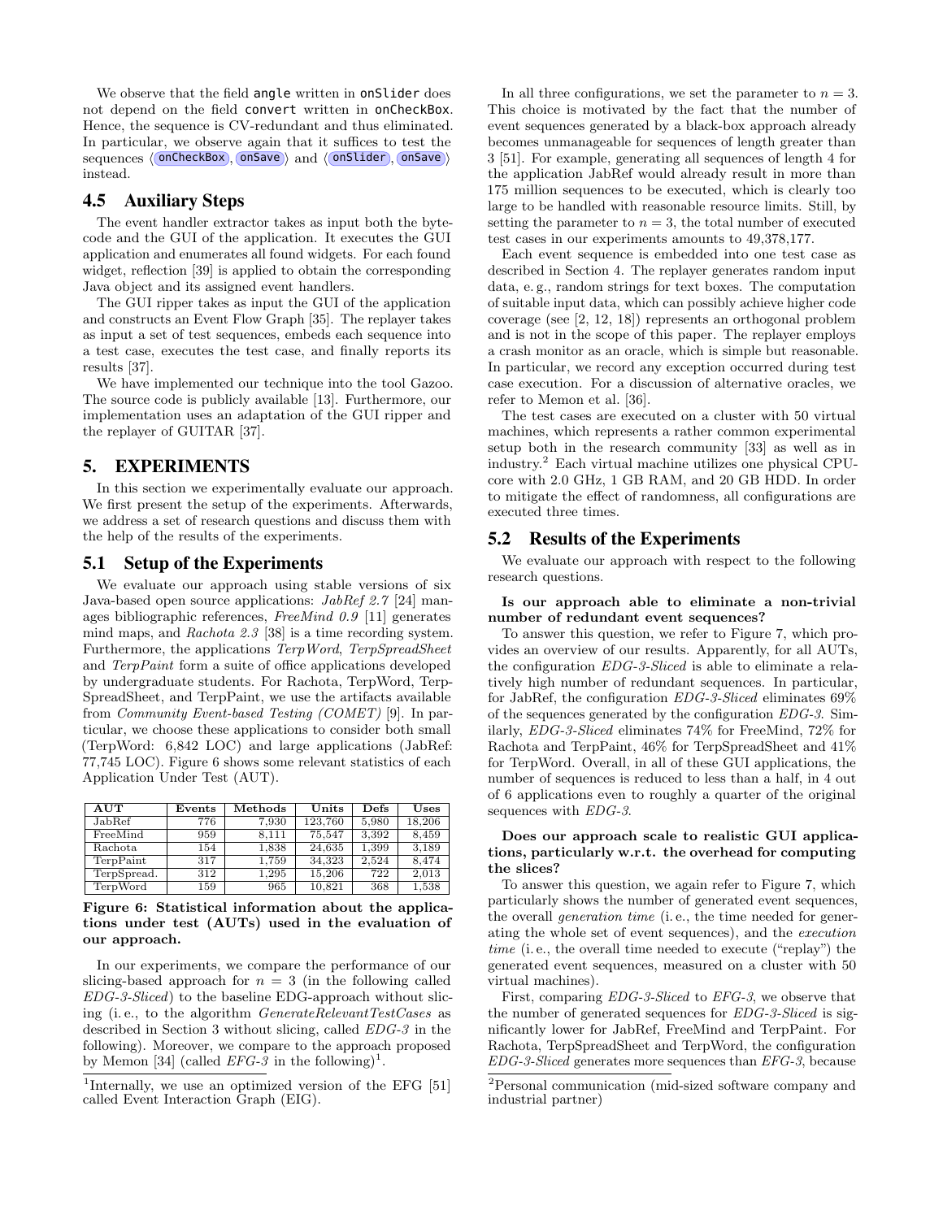We observe that the field `angle` written in `onSlider` does not depend on the field `convert` written in `onCheckBox`. Hence, the sequence is CV-redundant and thus eliminated. In particular, we observe again that it suffices to test the sequences ⟨`onCheckBox`, `onSave`⟩ and ⟨`onSlider`, `onSave`⟩ instead.

## 4.5 Auxiliary Steps

The event handler extractor takes as input both the bytecode and the GUI of the application. It executes the GUI application and enumerates all found widgets. For each found widget, reflection [39] is applied to obtain the corresponding Java object and its assigned event handlers.

The GUI ripper takes as input the GUI of the application and constructs an Event Flow Graph [35]. The replayer takes as input a set of test sequences, embeds each sequence into a test case, executes the test case, and finally reports its results [37].

We have implemented our technique into the tool Gazoo. The source code is publicly available [13]. Furthermore, our implementation uses an adaptation of the GUI ripper and the replayer of GUITAR [37].

# 5. EXPERIMENTS

In this section we experimentally evaluate our approach. We first present the setup of the experiments. Afterwards, we address a set of research questions and discuss them with the help of the results of the experiments.

## 5.1 Setup of the Experiments

We evaluate our approach using stable versions of six Java-based open source applications: *JabRef 2.7* [24] manages bibliographic references, *FreeMind 0.9* [11] generates mind maps, and *Rachota 2.3* [38] is a time recording system. Furthermore, the applications *TerpWord*, *TerpSpreadSheet* and *TerpPaint* form a suite of office applications developed by undergraduate students. For Rachota, TerpWord, TerpSpreadSheet, and TerpPaint, we use the artifacts available from *Community Event-based Testing (COMET)* [9]. In particular, we choose these applications to consider both small (TerpWord: 6,842 LOC) and large applications (JabRef: 77,745 LOC). Figure 6 shows some relevant statistics of each Application Under Test (AUT).

| AUT | Events | Methods | Units | Defs | Uses |
|---|---|---|---|---|---|
| JabRef | 776 | 7,930 | 123,760 | 5,980 | 18,206 |
| FreeMind | 959 | 8,111 | 75,547 | 3,392 | 8,459 |
| Rachota | 154 | 1,838 | 24,635 | 1,399 | 3,189 |
| TerpPaint | 317 | 1,759 | 34,323 | 2,524 | 8,474 |
| TerpSpread. | 312 | 1,295 | 15,206 | 722 | 2,013 |
| TerpWord | 159 | 965 | 10,821 | 368 | 1,538 |

**Figure 6: Statistical information about the applications under test (AUTs) used in the evaluation of our approach.**

In our experiments, we compare the performance of our slicing-based approach for $n = 3$ (in the following called *EDG-3-Sliced*) to the baseline EDG-approach without slicing (i. e., to the algorithm *GenerateRelevantTestCases* as described in Section 3 without slicing, called *EDG-3* in the following). Moreover, we compare to the approach proposed by Memon [34] (called *EFG-3* in the following)[1].

[1]Internally, we use an optimized version of the EFG [51] called Event Interaction Graph (EIG).

In all three configurations, we set the parameter to $n = 3$. This choice is motivated by the fact that the number of event sequences generated by a black-box approach already becomes unmanageable for sequences of length greater than 3 [51]. For example, generating all sequences of length 4 for the application JabRef would already result in more than 175 million sequences to be executed, which is clearly too large to be handled with reasonable resource limits. Still, by setting the parameter to $n = 3$, the total number of executed test cases in our experiments amounts to 49,378,177.

Each event sequence is embedded into one test case as described in Section 4. The replayer generates random input data, e. g., random strings for text boxes. The computation of suitable input data, which can possibly achieve higher code coverage (see [2, 12, 18]) represents an orthogonal problem and is not in the scope of this paper. The replayer employs a crash monitor as an oracle, which is simple but reasonable. In particular, we record any exception occurred during test case execution. For a discussion of alternative oracles, we refer to Memon et al. [36].

The test cases are executed on a cluster with 50 virtual machines, which represents a rather common experimental setup both in the research community [33] as well as in industry.[2] Each virtual machine utilizes one physical CPU-core with 2.0 GHz, 1 GB RAM, and 20 GB HDD. In order to mitigate the effect of randomness, all configurations are executed three times.

## 5.2 Results of the Experiments

We evaluate our approach with respect to the following research questions.

**Is our approach able to eliminate a non-trivial number of redundant event sequences?**

To answer this question, we refer to Figure 7, which provides an overview of our results. Apparently, for all AUTs, the configuration *EDG-3-Sliced* is able to eliminate a relatively high number of redundant sequences. In particular, for JabRef, the configuration *EDG-3-Sliced* eliminates 69% of the sequences generated by the configuration *EDG-3*. Similarly, *EDG-3-Sliced* eliminates 74% for FreeMind, 72% for Rachota and TerpPaint, 46% for TerpSpreadSheet and 41% for TerpWord. Overall, in all of these GUI applications, the number of sequences is reduced to less than a half, in 4 out of 6 applications even to roughly a quarter of the original sequences with *EDG-3*.

**Does our approach scale to realistic GUI applications, particularly w.r.t. the overhead for computing the slices?**

To answer this question, we again refer to Figure 7, which particularly shows the number of generated event sequences, the overall *generation time* (i. e., the time needed for generating the whole set of event sequences), and the *execution time* (i. e., the overall time needed to execute ("replay") the generated event sequences, measured on a cluster with 50 virtual machines).

First, comparing *EDG-3-Sliced* to *EFG-3*, we observe that the number of generated sequences for *EDG-3-Sliced* is significantly lower for JabRef, FreeMind and TerpPaint. For Rachota, TerpSpreadSheet and TerpWord, the configuration *EDG-3-Sliced* generates more sequences than *EFG-3*, because

[2]Personal communication (mid-sized software company and industrial partner)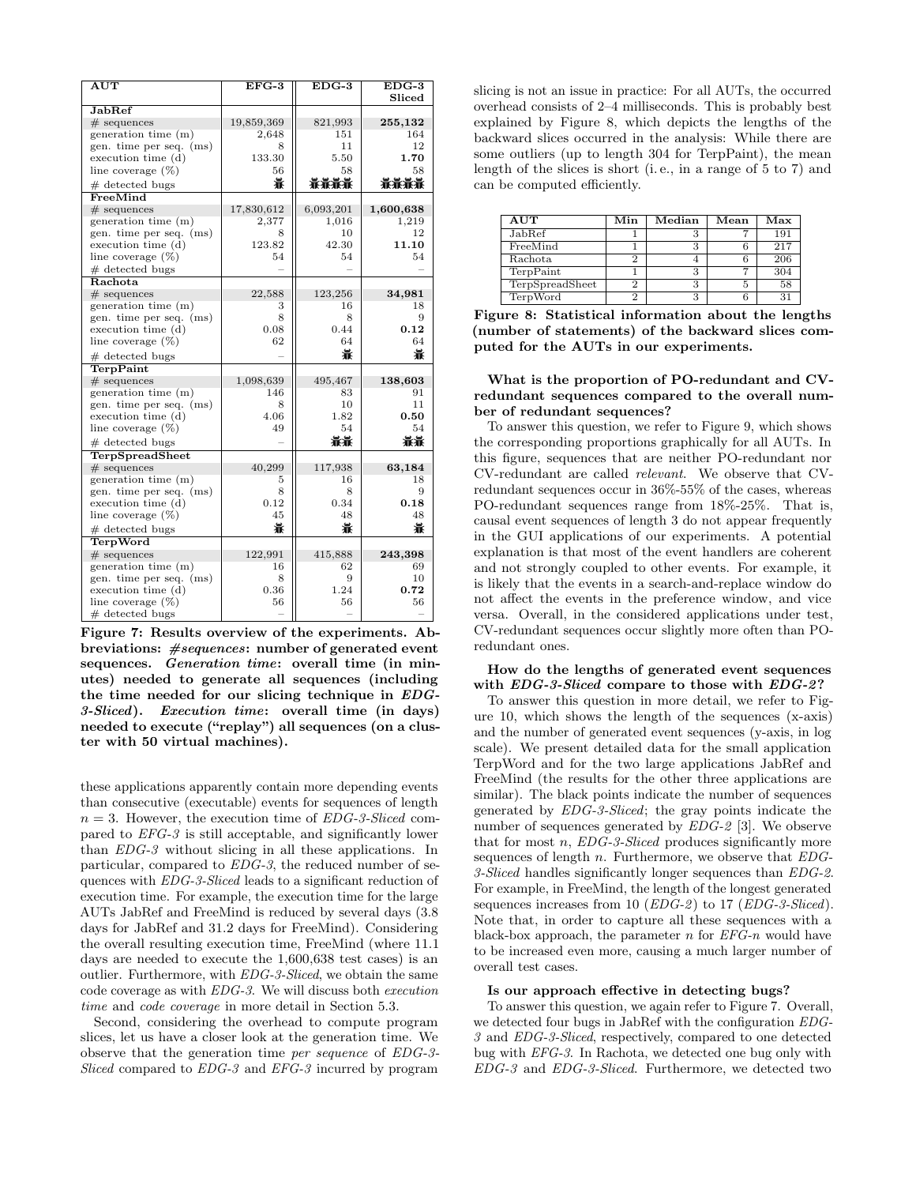| AUT | EFG-3 | EDG-3 | EDG-3 Sliced |
|---|---|---|---|
| **JabRef** | | | |
| # sequences | 19,859,369 | 821,993 | **255,132** |
| generation time (m) | 2,648 | 151 | 164 |
| gen. time per seq. (ms) | 8 | 11 | 12 |
| execution time (d) | 133.30 | 5.50 | **1.70** |
| line coverage (%) | 56 | 58 | 58 |
| # detected bugs | 🐞 | 🐞🐞🐞🐞 | 🐞🐞🐞🐞 |
| **FreeMind** | | | |
| # sequences | 17,830,612 | 6,093,201 | **1,600,638** |
| generation time (m) | 2,377 | 1,016 | 1,219 |
| gen. time per seq. (ms) | 8 | 10 | 12 |
| execution time (d) | 123.82 | 42.30 | **11.10** |
| line coverage (%) | 54 | 54 | 54 |
| # detected bugs | – | – | – |
| **Rachota** | | | |
| # sequences | 22,588 | 123,256 | **34,981** |
| generation time (m) | 3 | 16 | 18 |
| gen. time per seq. (ms) | 8 | 8 | 9 |
| execution time (d) | 0.08 | 0.44 | **0.12** |
| line coverage (%) | 62 | 64 | 64 |
| # detected bugs | – | 🐞 | 🐞 |
| **TerpPaint** | | | |
| # sequences | 1,098,639 | 495,467 | **138,603** |
| generation time (m) | 146 | 83 | 91 |
| gen. time per seq. (ms) | 8 | 10 | 11 |
| execution time (d) | 4.06 | 1.82 | **0.50** |
| line coverage (%) | 49 | 54 | 54 |
| # detected bugs | – | 🐞🐞 | 🐞🐞 |
| **TerpSpreadSheet** | | | |
| # sequences | 40,299 | 117,938 | **63,184** |
| generation time (m) | 5 | 16 | 18 |
| gen. time per seq. (ms) | 8 | 8 | 9 |
| execution time (d) | 0.12 | 0.34 | **0.18** |
| line coverage (%) | 45 | 48 | 48 |
| # detected bugs | 🐞 | 🐞 | 🐞 |
| **TerpWord** | | | |
| # sequences | 122,991 | 415,888 | **243,398** |
| generation time (m) | 16 | 62 | 69 |
| gen. time per seq. (ms) | 8 | 9 | 10 |
| execution time (d) | 0.36 | 1.24 | **0.72** |
| line coverage (%) | 56 | 56 | 56 |
| # detected bugs | – | – | – |

**Figure 7: Results overview of the experiments. Abbreviations: *#sequences*: number of generated event sequences. *Generation time*: overall time (in minutes) needed to generate all sequences (including the time needed for our slicing technique in *EDG-3-Sliced*). *Execution time*: overall time (in days) needed to execute ("replay") all sequences (on a cluster with 50 virtual machines).**

these applications apparently contain more depending events than consecutive (executable) events for sequences of length $n = 3$. However, the execution time of *EDG-3-Sliced* compared to *EFG-3* is still acceptable, and significantly lower than *EDG-3* without slicing in all these applications. In particular, compared to *EDG-3*, the reduced number of sequences with *EDG-3-Sliced* leads to a significant reduction of execution time. For example, the execution time for the large AUTs JabRef and FreeMind is reduced by several days (3.8 days for JabRef and 31.2 days for FreeMind). Considering the overall resulting execution time, FreeMind (where 11.1 days are needed to execute the 1,600,638 test cases) is an outlier. Furthermore, with *EDG-3-Sliced*, we obtain the same code coverage as with *EDG-3*. We will discuss both *execution time* and *code coverage* in more detail in Section 5.3.

Second, considering the overhead to compute program slices, let us have a closer look at the generation time. We observe that the generation time *per sequence* of *EDG-3-Sliced* compared to *EDG-3* and *EFG-3* incurred by program slicing is not an issue in practice: For all AUTs, the occurred overhead consists of 2–4 milliseconds. This is probably best explained by Figure 8, which depicts the lengths of the backward slices occurred in the analysis: While there are some outliers (up to length 304 for TerpPaint), the mean length of the slices is short (i. e., in a range of 5 to 7) and can be computed efficiently.

| AUT | Min | Median | Mean | Max |
|---|---|---|---|---|
| JabRef | 1 | 3 | 7 | 191 |
| FreeMind | 1 | 3 | 6 | 217 |
| Rachota | 2 | 4 | 6 | 206 |
| TerpPaint | 1 | 3 | 7 | 304 |
| TerpSpreadSheet | 2 | 3 | 5 | 58 |
| TerpWord | 2 | 3 | 6 | 31 |

**Figure 8: Statistical information about the lengths (number of statements) of the backward slices computed for the AUTs in our experiments.**

**What is the proportion of PO-redundant and CV-redundant sequences compared to the overall number of redundant sequences?**

To answer this question, we refer to Figure 9, which shows the corresponding proportions graphically for all AUTs. In this figure, sequences that are neither PO-redundant nor CV-redundant are called *relevant*. We observe that CV-redundant sequences occur in 36%-55% of the cases, whereas PO-redundant sequences range from 18%-25%. That is, causal event sequences of length 3 do not appear frequently in the GUI applications of our experiments. A potential explanation is that most of the event handlers are coherent and not strongly coupled to other events. For example, it is likely that the events in a search-and-replace window do not affect the events in the preference window, and vice versa. Overall, in the considered applications under test, CV-redundant sequences occur slightly more often than PO-redundant ones.

**How do the lengths of generated event sequences with *EDG-3-Sliced* compare to those with *EDG-2*?**

To answer this question in more detail, we refer to Figure 10, which shows the length of the sequences (x-axis) and the number of generated event sequences (y-axis, in log scale). We present detailed data for the small application TerpWord and for the two large applications JabRef and FreeMind (the results for the other three applications are similar). The black points indicate the number of sequences generated by *EDG-3-Sliced*; the gray points indicate the number of sequences generated by *EDG-2* [3]. We observe that for most $n$, *EDG-3-Sliced* produces significantly more sequences of length $n$. Furthermore, we observe that *EDG-3-Sliced* handles significantly longer sequences than *EDG-2*. For example, in FreeMind, the length of the longest generated sequences increases from 10 (*EDG-2*) to 17 (*EDG-3-Sliced*). Note that, in order to capture all these sequences with a black-box approach, the parameter $n$ for *EFG-n* would have to be increased even more, causing a much larger number of overall test cases.

**Is our approach effective in detecting bugs?**

To answer this question, we again refer to Figure 7. Overall, we detected four bugs in JabRef with the configuration *EDG-3* and *EDG-3-Sliced*, respectively, compared to one detected bug with *EFG-3*. In Rachota, we detected one bug only with *EDG-3* and *EDG-3-Sliced*. Furthermore, we detected two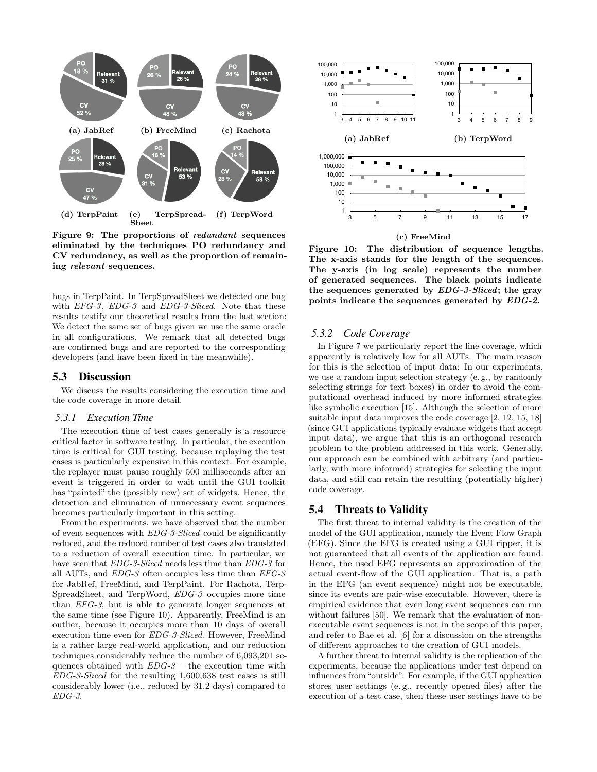(a) JabRef (b) FreeMind (c) Rachota

(d) TerpPaint (e) TerpSpreadSheet (f) TerpWord

**Figure 9: The proportions of *redundant* sequences eliminated by the techniques PO redundancy and CV redundancy, as well as the proportion of remaining *relevant* sequences.**

bugs in TerpPaint. In TerpSpreadSheet we detected one bug with *EFG-3*, *EDG-3* and *EDG-3-Sliced*. Note that these results testify our theoretical results from the last section: We detect the same set of bugs given we use the same oracle in all configurations. We remark that all detected bugs are confirmed bugs and are reported to the corresponding developers (and have been fixed in the meanwhile).

## 5.3 Discussion

We discuss the results considering the execution time and the code coverage in more detail.

### 5.3.1 Execution Time

The execution time of test cases generally is a resource critical factor in software testing. In particular, the execution time is critical for GUI testing, because replaying the test cases is particularly expensive in this context. For example, the replayer must pause roughly 500 milliseconds after an event is triggered in order to wait until the GUI toolkit has "painted" the (possibly new) set of widgets. Hence, the detection and elimination of unnecessary event sequences becomes particularly important in this setting.

From the experiments, we have observed that the number of event sequences with *EDG-3-Sliced* could be significantly reduced, and the reduced number of test cases also translated to a reduction of overall execution time. In particular, we have seen that *EDG-3-Sliced* needs less time than *EDG-3* for all AUTs, and *EDG-3* often occupies less time than *EFG-3* for JabRef, FreeMind, and TerpPaint. For Rachota, TerpSpreadSheet, and TerpWord, *EDG-3* occupies more time than *EFG-3*, but is able to generate longer sequences at the same time (see Figure 10). Apparently, FreeMind is an outlier, because it occupies more than 10 days of overall execution time even for *EDG-3-Sliced*. However, FreeMind is a rather large real-world application, and our reduction techniques considerably reduce the number of 6,093,201 sequences obtained with *EDG-3* – the execution time with *EDG-3-Sliced* for the resulting 1,600,638 test cases is still considerably lower (i.e., reduced by 31.2 days) compared to *EDG-3*.

(a) JabRef (b) TerpWord

(c) FreeMind

**Figure 10: The distribution of sequence lengths. The x-axis stands for the length of the sequences. The y-axis (in log scale) represents the number of generated sequences. The black points indicate the sequences generated by *EDG-3-Sliced*; the gray points indicate the sequences generated by *EDG-2*.**

### 5.3.2 Code Coverage

In Figure 7 we particularly report the line coverage, which apparently is relatively low for all AUTs. The main reason for this is the selection of input data: In our experiments, we use a random input selection strategy (e. g., by randomly selecting strings for text boxes) in order to avoid the computational overhead induced by more informed strategies like symbolic execution [15]. Although the selection of more suitable input data improves the code coverage [2, 12, 15, 18] (since GUI applications typically evaluate widgets that accept input data), we argue that this is an orthogonal research problem to the problem addressed in this work. Generally, our approach can be combined with arbitrary (and particularly, with more informed) strategies for selecting the input data, and still can retain the resulting (potentially higher) code coverage.

## 5.4 Threats to Validity

The first threat to internal validity is the creation of the model of the GUI application, namely the Event Flow Graph (EFG). Since the EFG is created using a GUI ripper, it is not guaranteed that all events of the application are found. Hence, the used EFG represents an approximation of the actual event-flow of the GUI application. That is, a path in the EFG (an event sequence) might not be executable, since its events are pair-wise executable. However, there is empirical evidence that even long event sequences can run without failures [50]. We remark that the evaluation of non-executable event sequences is not in the scope of this paper, and refer to Bae et al. [6] for a discussion on the strengths of different approaches to the creation of GUI models.

A further threat to internal validity is the replication of the experiments, because the applications under test depend on influences from "outside": For example, if the GUI application stores user settings (e. g., recently opened files) after the execution of a test case, then these user settings have to be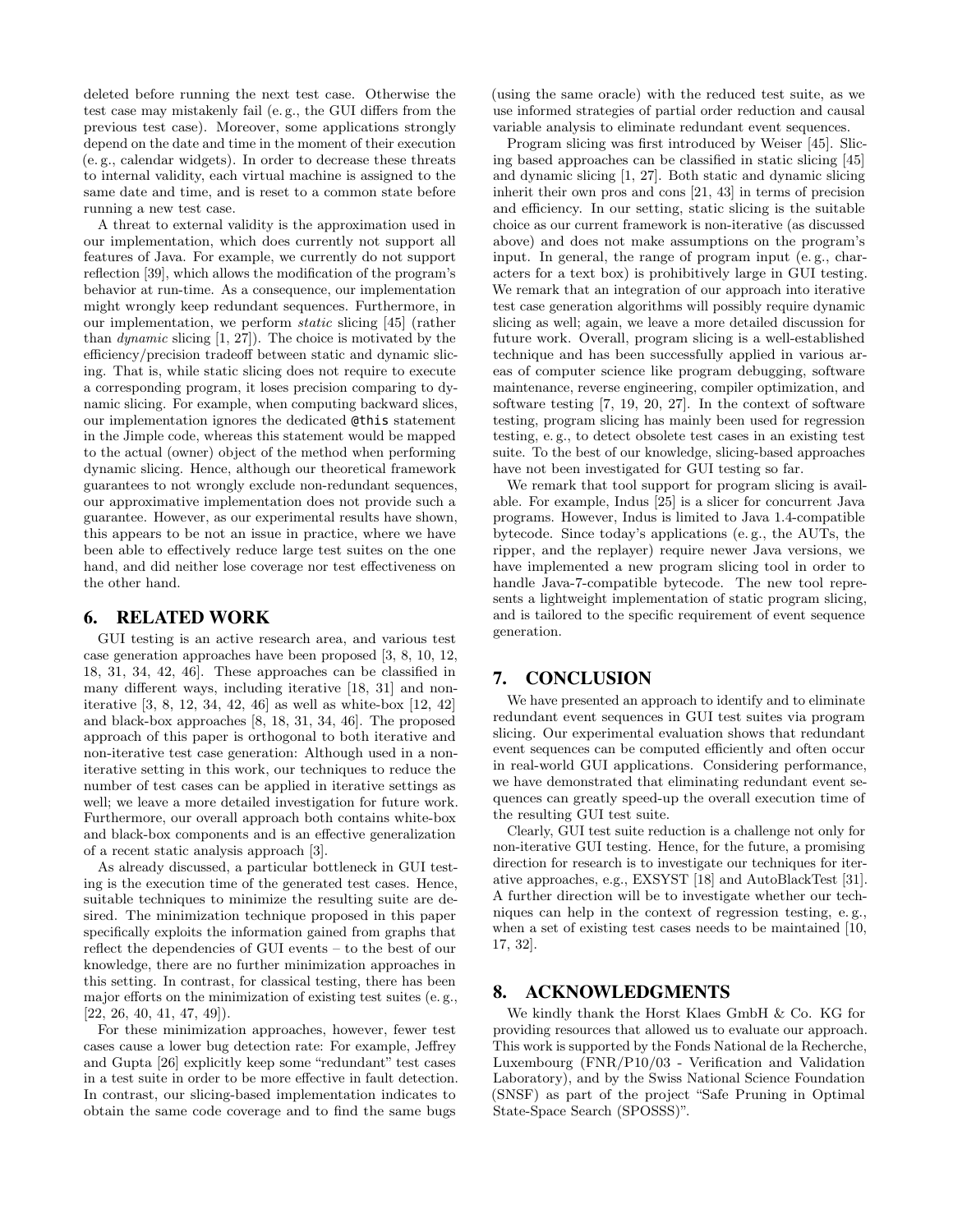deleted before running the next test case. Otherwise the test case may mistakenly fail (e. g., the GUI differs from the previous test case). Moreover, some applications strongly depend on the date and time in the moment of their execution (e. g., calendar widgets). In order to decrease these threats to internal validity, each virtual machine is assigned to the same date and time, and is reset to a common state before running a new test case.

A threat to external validity is the approximation used in our implementation, which does currently not support all features of Java. For example, we currently do not support reflection [39], which allows the modification of the program's behavior at run-time. As a consequence, our implementation might wrongly keep redundant sequences. Furthermore, in our implementation, we perform *static* slicing [45] (rather than *dynamic* slicing [1, 27]). The choice is motivated by the efficiency/precision tradeoff between static and dynamic slicing. That is, while static slicing does not require to execute a corresponding program, it loses precision comparing to dynamic slicing. For example, when computing backward slices, our implementation ignores the dedicated `@this` statement in the Jimple code, whereas this statement would be mapped to the actual (owner) object of the method when performing dynamic slicing. Hence, although our theoretical framework guarantees to not wrongly exclude non-redundant sequences, our approximative implementation does not provide such a guarantee. However, as our experimental results have shown, this appears to be not an issue in practice, where we have been able to effectively reduce large test suites on the one hand, and did neither lose coverage nor test effectiveness on the other hand.

## 6. RELATED WORK

GUI testing is an active research area, and various test case generation approaches have been proposed [3, 8, 10, 12, 18, 31, 34, 42, 46]. These approaches can be classified in many different ways, including iterative [18, 31] and non-iterative [3, 8, 12, 34, 42, 46] as well as white-box [12, 42] and black-box approaches [8, 18, 31, 34, 46]. The proposed approach of this paper is orthogonal to both iterative and non-iterative test case generation: Although used in a non-iterative setting in this work, our techniques to reduce the number of test cases can be applied in iterative settings as well; we leave a more detailed investigation for future work. Furthermore, our overall approach both contains white-box and black-box components and is an effective generalization of a recent static analysis approach [3].

As already discussed, a particular bottleneck in GUI testing is the execution time of the generated test cases. Hence, suitable techniques to minimize the resulting suite are desired. The minimization technique proposed in this paper specifically exploits the information gained from graphs that reflect the dependencies of GUI events – to the best of our knowledge, there are no further minimization approaches in this setting. In contrast, for classical testing, there has been major efforts on the minimization of existing test suites (e. g., [22, 26, 40, 41, 47, 49]).

For these minimization approaches, however, fewer test cases cause a lower bug detection rate: For example, Jeffrey and Gupta [26] explicitly keep some "redundant" test cases in a test suite in order to be more effective in fault detection. In contrast, our slicing-based implementation indicates to obtain the same code coverage and to find the same bugs (using the same oracle) with the reduced test suite, as we use informed strategies of partial order reduction and causal variable analysis to eliminate redundant event sequences.

Program slicing was first introduced by Weiser [45]. Slicing based approaches can be classified in static slicing [45] and dynamic slicing [1, 27]. Both static and dynamic slicing inherit their own pros and cons [21, 43] in terms of precision and efficiency. In our setting, static slicing is the suitable choice as our current framework is non-iterative (as discussed above) and does not make assumptions on the program's input. In general, the range of program input (e. g., characters for a text box) is prohibitively large in GUI testing. We remark that an integration of our approach into iterative test case generation algorithms will possibly require dynamic slicing as well; again, we leave a more detailed discussion for future work. Overall, program slicing is a well-established technique and has been successfully applied in various areas of computer science like program debugging, software maintenance, reverse engineering, compiler optimization, and software testing [7, 19, 20, 27]. In the context of software testing, program slicing has mainly been used for regression testing, e. g., to detect obsolete test cases in an existing test suite. To the best of our knowledge, slicing-based approaches have not been investigated for GUI testing so far.

We remark that tool support for program slicing is available. For example, Indus [25] is a slicer for concurrent Java programs. However, Indus is limited to Java 1.4-compatible bytecode. Since today's applications (e. g., the AUTs, the ripper, and the replayer) require newer Java versions, we have implemented a new program slicing tool in order to handle Java-7-compatible bytecode. The new tool represents a lightweight implementation of static program slicing, and is tailored to the specific requirement of event sequence generation.

## 7. CONCLUSION

We have presented an approach to identify and to eliminate redundant event sequences in GUI test suites via program slicing. Our experimental evaluation shows that redundant event sequences can be computed efficiently and often occur in real-world GUI applications. Considering performance, we have demonstrated that eliminating redundant event sequences can greatly speed-up the overall execution time of the resulting GUI test suite.

Clearly, GUI test suite reduction is a challenge not only for non-iterative GUI testing. Hence, for the future, a promising direction for research is to investigate our techniques for iterative approaches, e.g., EXSYST [18] and AutoBlackTest [31]. A further direction will be to investigate whether our techniques can help in the context of regression testing, e. g., when a set of existing test cases needs to be maintained [10, 17, 32].

## 8. ACKNOWLEDGMENTS

We kindly thank the Horst Klaes GmbH & Co. KG for providing resources that allowed us to evaluate our approach. This work is supported by the Fonds National de la Recherche, Luxembourg (FNR/P10/03 - Verification and Validation Laboratory), and by the Swiss National Science Foundation (SNSF) as part of the project "Safe Pruning in Optimal State-Space Search (SPOSSS)".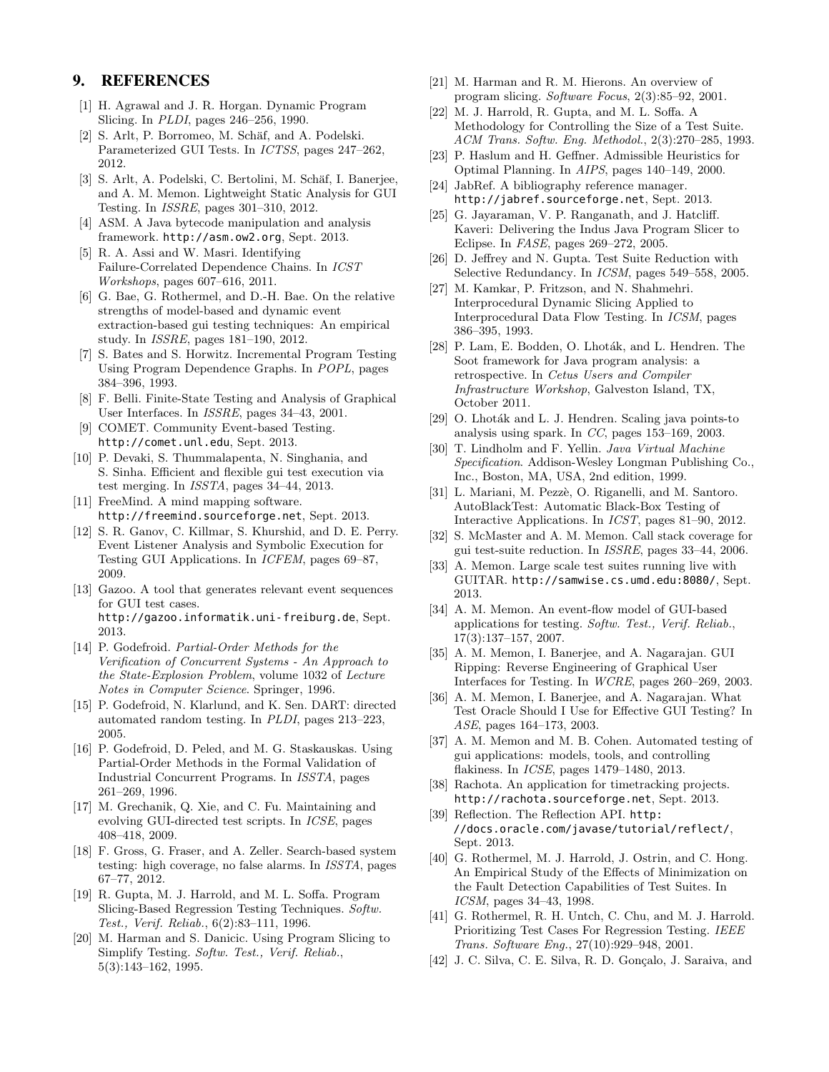## 9. REFERENCES

[1] H. Agrawal and J. R. Horgan. Dynamic Program Slicing. In *PLDI*, pages 246–256, 1990.

[2] S. Arlt, P. Borromeo, M. Schäf, and A. Podelski. Parameterized GUI Tests. In *ICTSS*, pages 247–262, 2012.

[3] S. Arlt, A. Podelski, C. Bertolini, M. Schäf, I. Banerjee, and A. M. Memon. Lightweight Static Analysis for GUI Testing. In *ISSRE*, pages 301–310, 2012.

[4] ASM. A Java bytecode manipulation and analysis framework. http://asm.ow2.org, Sept. 2013.

[5] R. A. Assi and W. Masri. Identifying Failure-Correlated Dependence Chains. In *ICST Workshops*, pages 607–616, 2011.

[6] G. Bae, G. Rothermel, and D.-H. Bae. On the relative strengths of model-based and dynamic event extraction-based gui testing techniques: An empirical study. In *ISSRE*, pages 181–190, 2012.

[7] S. Bates and S. Horwitz. Incremental Program Testing Using Program Dependence Graphs. In *POPL*, pages 384–396, 1993.

[8] F. Belli. Finite-State Testing and Analysis of Graphical User Interfaces. In *ISSRE*, pages 34–43, 2001.

[9] COMET. Community Event-based Testing. http://comet.unl.edu, Sept. 2013.

[10] P. Devaki, S. Thummalapenta, N. Singhania, and S. Sinha. Efficient and flexible gui test execution via test merging. In *ISSTA*, pages 34–44, 2013.

[11] FreeMind. A mind mapping software. http://freemind.sourceforge.net, Sept. 2013.

[12] S. R. Ganov, C. Killmar, S. Khurshid, and D. E. Perry. Event Listener Analysis and Symbolic Execution for Testing GUI Applications. In *ICFEM*, pages 69–87, 2009.

[13] Gazoo. A tool that generates relevant event sequences for GUI test cases. http://gazoo.informatik.uni-freiburg.de, Sept. 2013.

[14] P. Godefroid. *Partial-Order Methods for the Verification of Concurrent Systems - An Approach to the State-Explosion Problem*, volume 1032 of *Lecture Notes in Computer Science*. Springer, 1996.

[15] P. Godefroid, N. Klarlund, and K. Sen. DART: directed automated random testing. In *PLDI*, pages 213–223, 2005.

[16] P. Godefroid, D. Peled, and M. G. Staskauskas. Using Partial-Order Methods in the Formal Validation of Industrial Concurrent Programs. In *ISSTA*, pages 261–269, 1996.

[17] M. Grechanik, Q. Xie, and C. Fu. Maintaining and evolving GUI-directed test scripts. In *ICSE*, pages 408–418, 2009.

[18] F. Gross, G. Fraser, and A. Zeller. Search-based system testing: high coverage, no false alarms. In *ISSTA*, pages 67–77, 2012.

[19] R. Gupta, M. J. Harrold, and M. L. Soffa. Program Slicing-Based Regression Testing Techniques. *Softw. Test., Verif. Reliab.*, 6(2):83–111, 1996.

[20] M. Harman and S. Danicic. Using Program Slicing to Simplify Testing. *Softw. Test., Verif. Reliab.*, 5(3):143–162, 1995.

[21] M. Harman and R. M. Hierons. An overview of program slicing. *Software Focus*, 2(3):85–92, 2001.

[22] M. J. Harrold, R. Gupta, and M. L. Soffa. A Methodology for Controlling the Size of a Test Suite. *ACM Trans. Softw. Eng. Methodol.*, 2(3):270–285, 1993.

[23] P. Haslum and H. Geffner. Admissible Heuristics for Optimal Planning. In *AIPS*, pages 140–149, 2000.

[24] JabRef. A bibliography reference manager. http://jabref.sourceforge.net, Sept. 2013.

[25] G. Jayaraman, V. P. Ranganath, and J. Hatcliff. Kaveri: Delivering the Indus Java Program Slicer to Eclipse. In *FASE*, pages 269–272, 2005.

[26] D. Jeffrey and N. Gupta. Test Suite Reduction with Selective Redundancy. In *ICSM*, pages 549–558, 2005.

[27] M. Kamkar, P. Fritzson, and N. Shahmehri. Interprocedural Dynamic Slicing Applied to Interprocedural Data Flow Testing. In *ICSM*, pages 386–395, 1993.

[28] P. Lam, E. Bodden, O. Lhoták, and L. Hendren. The Soot framework for Java program analysis: a retrospective. In *Cetus Users and Compiler Infrastructure Workshop*, Galveston Island, TX, October 2011.

[29] O. Lhoták and L. J. Hendren. Scaling java points-to analysis using spark. In *CC*, pages 153–169, 2003.

[30] T. Lindholm and F. Yellin. *Java Virtual Machine Specification*. Addison-Wesley Longman Publishing Co., Inc., Boston, MA, USA, 2nd edition, 1999.

[31] L. Mariani, M. Pezzè, O. Riganelli, and M. Santoro. AutoBlackTest: Automatic Black-Box Testing of Interactive Applications. In *ICST*, pages 81–90, 2012.

[32] S. McMaster and A. M. Memon. Call stack coverage for gui test-suite reduction. In *ISSRE*, pages 33–44, 2006.

[33] A. Memon. Large scale test suites running live with GUITAR. http://samwise.cs.umd.edu:8080/, Sept. 2013.

[34] A. M. Memon. An event-flow model of GUI-based applications for testing. *Softw. Test., Verif. Reliab.*, 17(3):137–157, 2007.

[35] A. M. Memon, I. Banerjee, and A. Nagarajan. GUI Ripping: Reverse Engineering of Graphical User Interfaces for Testing. In *WCRE*, pages 260–269, 2003.

[36] A. M. Memon, I. Banerjee, and A. Nagarajan. What Test Oracle Should I Use for Effective GUI Testing? In *ASE*, pages 164–173, 2003.

[37] A. M. Memon and M. B. Cohen. Automated testing of gui applications: models, tools, and controlling flakiness. In *ICSE*, pages 1479–1480, 2013.

[38] Rachota. An application for timetracking projects. http://rachota.sourceforge.net, Sept. 2013.

[39] Reflection. The Reflection API. http://docs.oracle.com/javase/tutorial/reflect/, Sept. 2013.

[40] G. Rothermel, M. J. Harrold, J. Ostrin, and C. Hong. An Empirical Study of the Effects of Minimization on the Fault Detection Capabilities of Test Suites. In *ICSM*, pages 34–43, 1998.

[41] G. Rothermel, R. H. Untch, C. Chu, and M. J. Harrold. Prioritizing Test Cases For Regression Testing. *IEEE Trans. Software Eng.*, 27(10):929–948, 2001.

[42] J. C. Silva, C. E. Silva, R. D. Gonçalo, J. Saraiva, and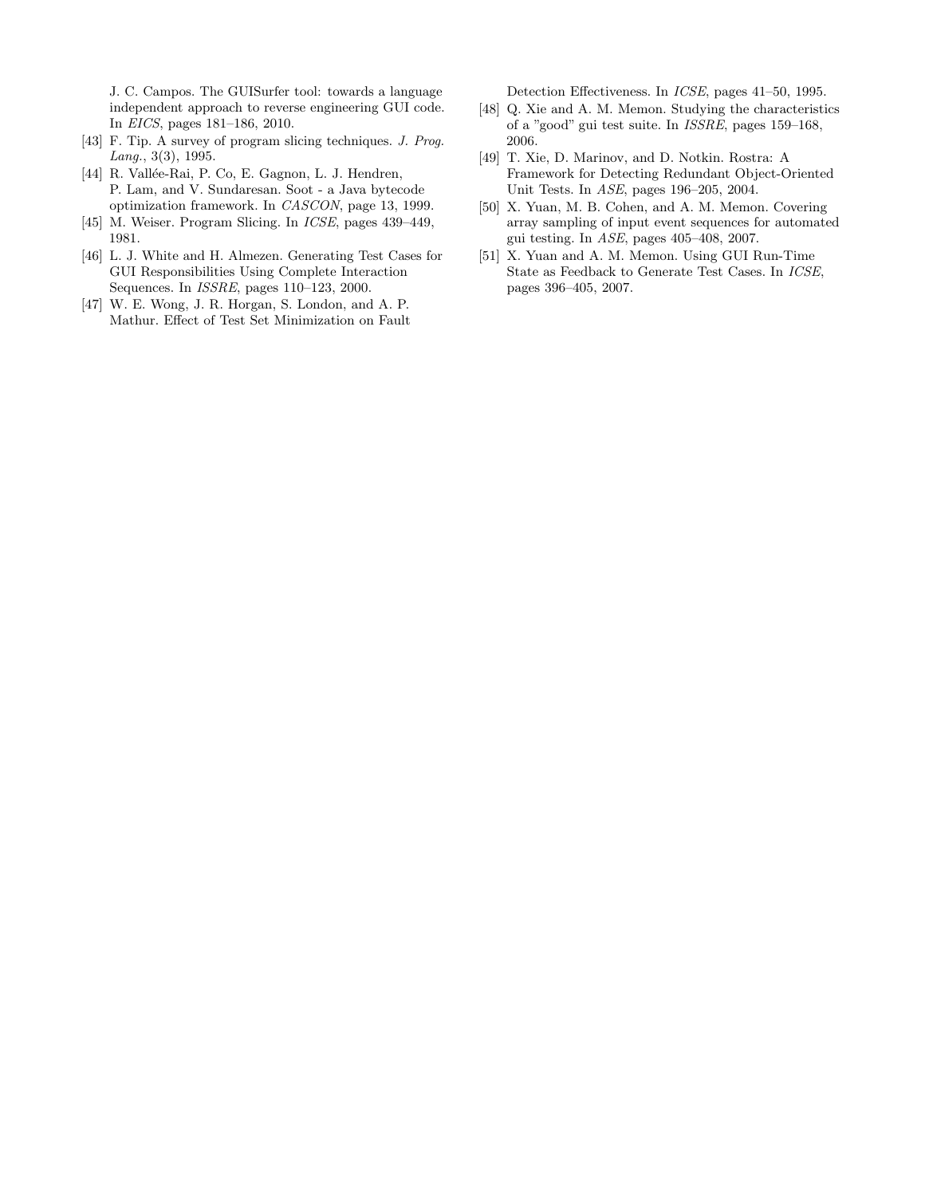J. C. Campos. The GUISurfer tool: towards a language independent approach to reverse engineering GUI code. In *EICS*, pages 181–186, 2010.

[43] F. Tip. A survey of program slicing techniques. *J. Prog. Lang.*, 3(3), 1995.

[44] R. Vallée-Rai, P. Co, E. Gagnon, L. J. Hendren, P. Lam, and V. Sundaresan. Soot - a Java bytecode optimization framework. In *CASCON*, page 13, 1999.

[45] M. Weiser. Program Slicing. In *ICSE*, pages 439–449, 1981.

[46] L. J. White and H. Almezen. Generating Test Cases for GUI Responsibilities Using Complete Interaction Sequences. In *ISSRE*, pages 110–123, 2000.

[47] W. E. Wong, J. R. Horgan, S. London, and A. P. Mathur. Effect of Test Set Minimization on Fault Detection Effectiveness. In *ICSE*, pages 41–50, 1995.

[48] Q. Xie and A. M. Memon. Studying the characteristics of a "good" gui test suite. In *ISSRE*, pages 159–168, 2006.

[49] T. Xie, D. Marinov, and D. Notkin. Rostra: A Framework for Detecting Redundant Object-Oriented Unit Tests. In *ASE*, pages 196–205, 2004.

[50] X. Yuan, M. B. Cohen, and A. M. Memon. Covering array sampling of input event sequences for automated gui testing. In *ASE*, pages 405–408, 2007.

[51] X. Yuan and A. M. Memon. Using GUI Run-Time State as Feedback to Generate Test Cases. In *ICSE*, pages 396–405, 2007.